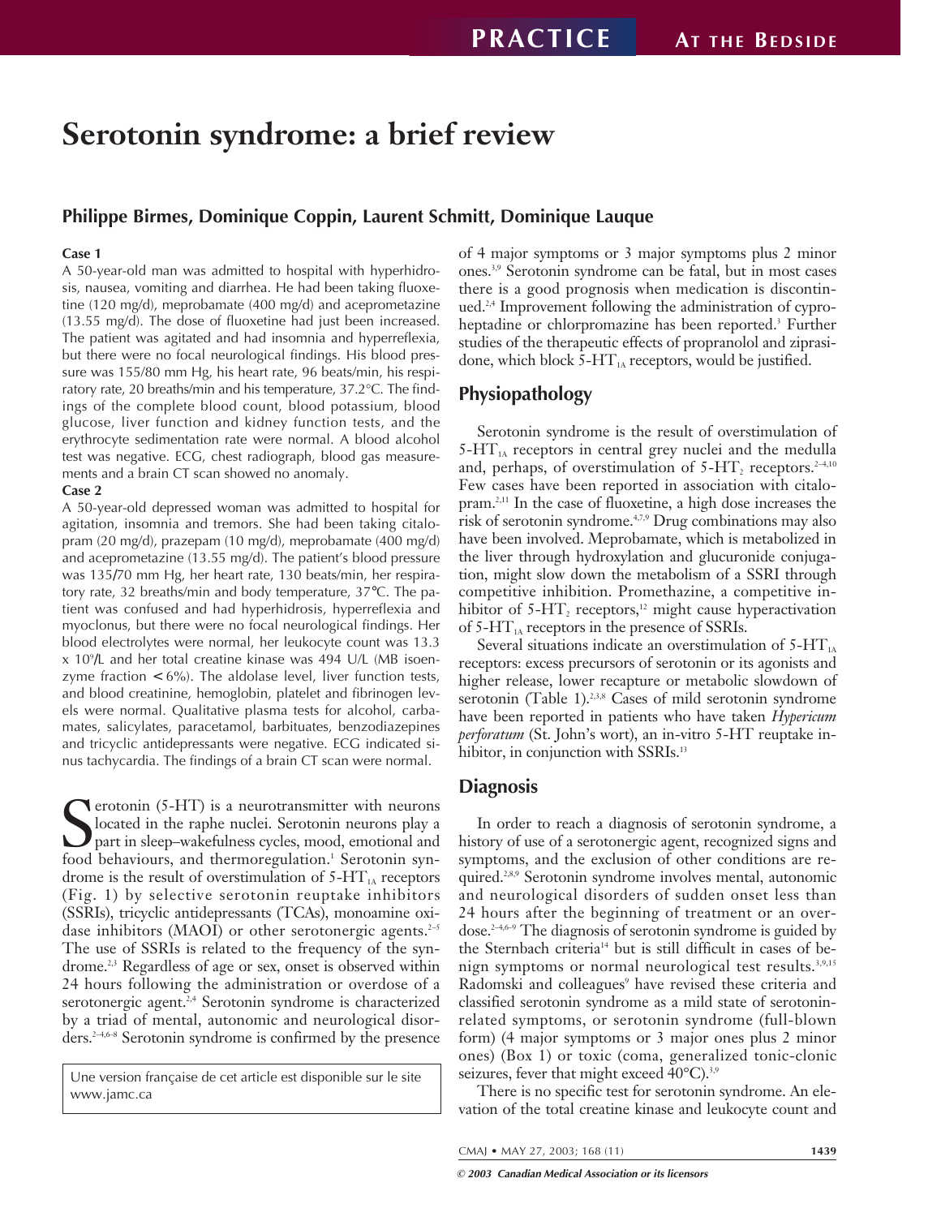# Serotonin syndrome: a brief review

## Philippe Birmes, Dominique Coppin, Laurent Schmitt, Dominique Lauque

**Case 1**

A 50-year-old man was admitted to hospital with hyperhidrosis, nausea, vomiting and diarrhea. He had been taking fluoxetine (120 mg/d), meprobamate (400 mg/d) and aceprometazine (13.55 mg/d). The dose of fluoxetine had just been increased. The patient was agitated and had insomnia and hyperreflexia, but there were no focal neurological findings. His blood pressure was 155/80 mm Hg, his heart rate, 96 beats/min, his respiratory rate, 20 breaths/min and his temperature, 37.2°C. The findings of the complete blood count, blood potassium, blood glucose, liver function and kidney function tests, and the erythrocyte sedimentation rate were normal. A blood alcohol test was negative. ECG, chest radiograph, blood gas measurements and a brain CT scan showed no anomaly.

**Case 2**

A 50-year-old depressed woman was admitted to hospital for agitation, insomnia and tremors. She had been taking citalopram (20 mg/d), prazepam (10 mg/d), meprobamate (400 mg/d) and aceprometazine (13.55 mg/d). The patient's blood pressure was 135/70 mm Hg, her heart rate, 130 beats/min, her respiratory rate, 32 breaths/min and body temperature, 37°C. The patient was confused and had hyperhidrosis, hyperreflexia and myoclonus, but there were no focal neurological findings. Her blood electrolytes were normal, her leukocyte count was 13.3 x $10^9$/L and her total creatine kinase was 494 U/L (MB isoenzyme fraction < 6%). The aldolase level, liver function tests, and blood creatinine, hemoglobin, platelet and fibrinogen levels were normal. Qualitative plasma tests for alcohol, carbamates, salicylates, paracetamol, barbituates, benzodiazepines and tricyclic antidepressants were negative. ECG indicated sinus tachycardia. The findings of a brain CT scan were normal.

Serotonin (5-HT) is a neurotransmitter with neurons located in the raphe nuclei. Serotonin neurons play a part in sleep–wakefulness cycles, mood, emotional and food behaviours, and thermoregulation.[1] Serotonin syndrome is the result of overstimulation of 5-$HT_{1A}$ receptors (Fig. 1) by selective serotonin reuptake inhibitors (SSRIs), tricyclic antidepressants (TCAs), monoamine oxidase inhibitors (MAOI) or other serotonergic agents.[2–5] The use of SSRIs is related to the frequency of the syndrome.[2,3] Regardless of age or sex, onset is observed within 24 hours following the administration or overdose of a serotonergic agent.[2,4] Serotonin syndrome is characterized by a triad of mental, autonomic and neurological disorders.[2–4,6–8] Serotonin syndrome is confirmed by the presence of 4 major symptoms or 3 major symptoms plus 2 minor ones.[3,9] Serotonin syndrome can be fatal, but in most cases there is a good prognosis when medication is discontinued.[2,4] Improvement following the administration of cyproheptadine or chlorpromazine has been reported.[3] Further studies of the therapeutic effects of propranolol and ziprasidone, which block 5-$HT_{1A}$ receptors, would be justified.

Une version française de cet article est disponible sur le site www.jamc.ca

## Physiopathology

Serotonin syndrome is the result of overstimulation of 5-$HT_{1A}$ receptors in central grey nuclei and the medulla and, perhaps, of overstimulation of 5-$HT_2$ receptors.[2–4,10] Few cases have been reported in association with citalopram.[2,11] In the case of fluoxetine, a high dose increases the risk of serotonin syndrome.[4,7,9] Drug combinations may also have been involved. Meprobamate, which is metabolized in the liver through hydroxylation and glucuronide conjugation, might slow down the metabolism of a SSRI through competitive inhibition. Promethazine, a competitive inhibitor of 5-$HT_2$ receptors,[12] might cause hyperactivation of 5-$HT_{1A}$ receptors in the presence of SSRIs.

Several situations indicate an overstimulation of 5-$HT_{1A}$ receptors: excess precursors of serotonin or its agonists and higher release, lower recapture or metabolic slowdown of serotonin (Table 1).[2,3,8] Cases of mild serotonin syndrome have been reported in patients who have taken *Hypericum perforatum* (St. John's wort), an in-vitro 5-HT reuptake inhibitor, in conjunction with SSRIs.[13]

## Diagnosis

In order to reach a diagnosis of serotonin syndrome, a history of use of a serotonergic agent, recognized signs and symptoms, and the exclusion of other conditions are required.[2,8,9] Serotonin syndrome involves mental, autonomic and neurological disorders of sudden onset less than 24 hours after the beginning of treatment or an overdose.[2–4,6–9] The diagnosis of serotonin syndrome is guided by the Sternbach criteria[14] but is still difficult in cases of benign symptoms or normal neurological test results.[3,9,15] Radomski and colleagues[9] have revised these criteria and classified serotonin syndrome as a mild state of serotonin-related symptoms, or serotonin syndrome (full-blown form) (4 major symptoms or 3 major ones plus 2 minor ones) (Box 1) or toxic (coma, generalized tonic-clonic seizures, fever that might exceed 40°C).[3,9]

There is no specific test for serotonin syndrome. An elevation of the total creatine kinase and leukocyte count and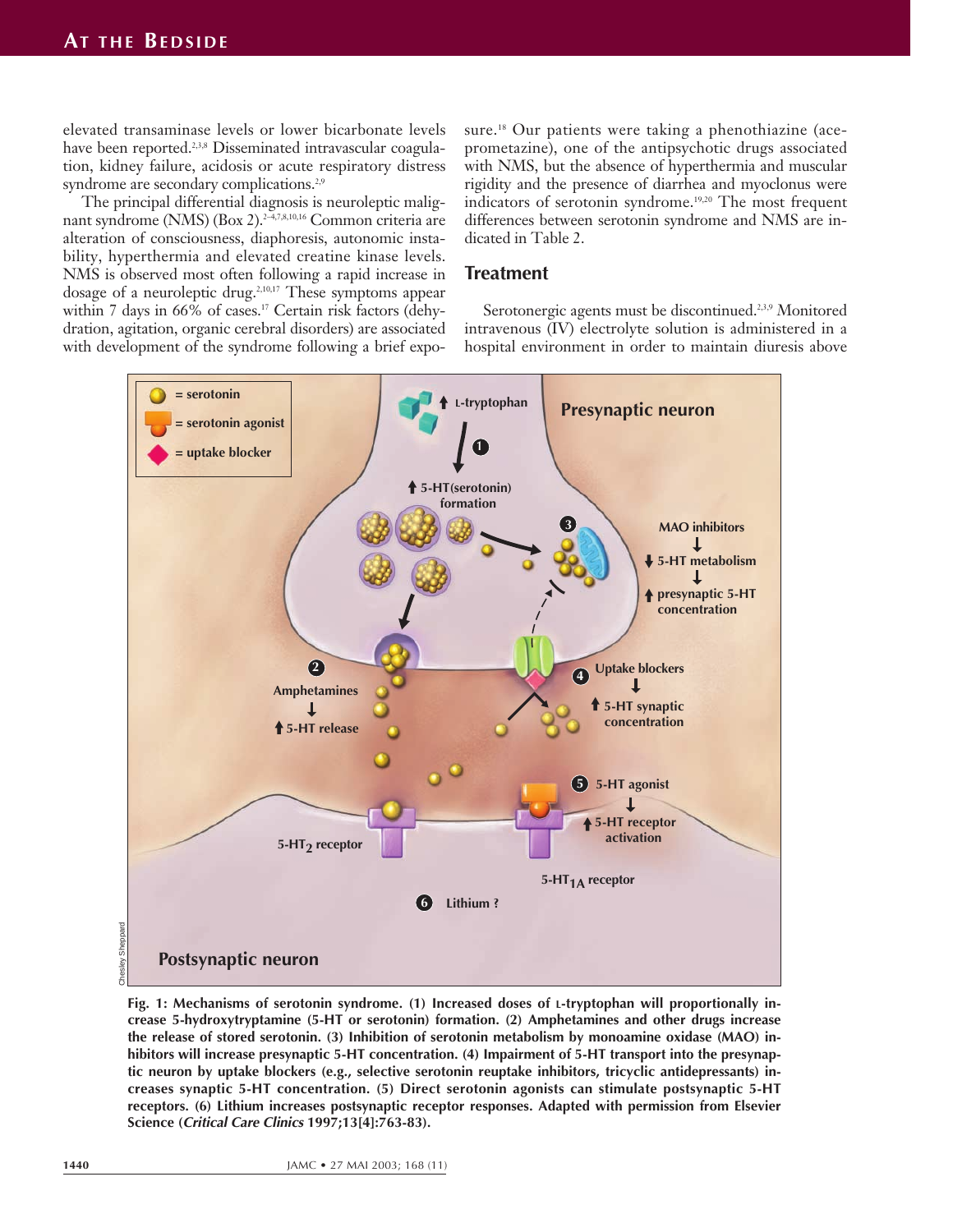elevated transaminase levels or lower bicarbonate levels have been reported.[2,3,8] Disseminated intravascular coagulation, kidney failure, acidosis or acute respiratory distress syndrome are secondary complications.[2,9]

The principal differential diagnosis is neuroleptic malignant syndrome (NMS) (Box 2).[2–4,7,8,10,16] Common criteria are alteration of consciousness, diaphoresis, autonomic instability, hyperthermia and elevated creatine kinase levels. NMS is observed most often following a rapid increase in dosage of a neuroleptic drug.[2,10,17] These symptoms appear within 7 days in 66% of cases.[17] Certain risk factors (dehydration, agitation, organic cerebral disorders) are associated with development of the syndrome following a brief exposure.[18] Our patients were taking a phenothiazine (aceprometazine), one of the antipsychotic drugs associated with NMS, but the absence of hyperthermia and muscular rigidity and the presence of diarrhea and myoclonus were indicators of serotonin syndrome.[19,20] The most frequent differences between serotonin syndrome and NMS are indicated in Table 2.

## Treatment

Serotonergic agents must be discontinued.[2,3,9] Monitored intravenous (IV) electrolyte solution is administered in a hospital environment in order to maintain diuresis above

**Fig. 1: Mechanisms of serotonin syndrome. (1) Increased doses of L-tryptophan will proportionally increase 5-hydroxytryptamine (5-HT or serotonin) formation. (2) Amphetamines and other drugs increase the release of stored serotonin. (3) Inhibition of serotonin metabolism by monoamine oxidase (MAO) inhibitors will increase presynaptic 5-HT concentration. (4) Impairment of 5-HT transport into the presynaptic neuron by uptake blockers (e.g., selective serotonin reuptake inhibitors, tricyclic antidepressants) increases synaptic 5-HT concentration. (5) Direct serotonin agonists can stimulate postsynaptic 5-HT receptors. (6) Lithium increases postsynaptic receptor responses. Adapted with permission from Elsevier Science (*Critical Care Clinics* 1997;13[4]:763-83).**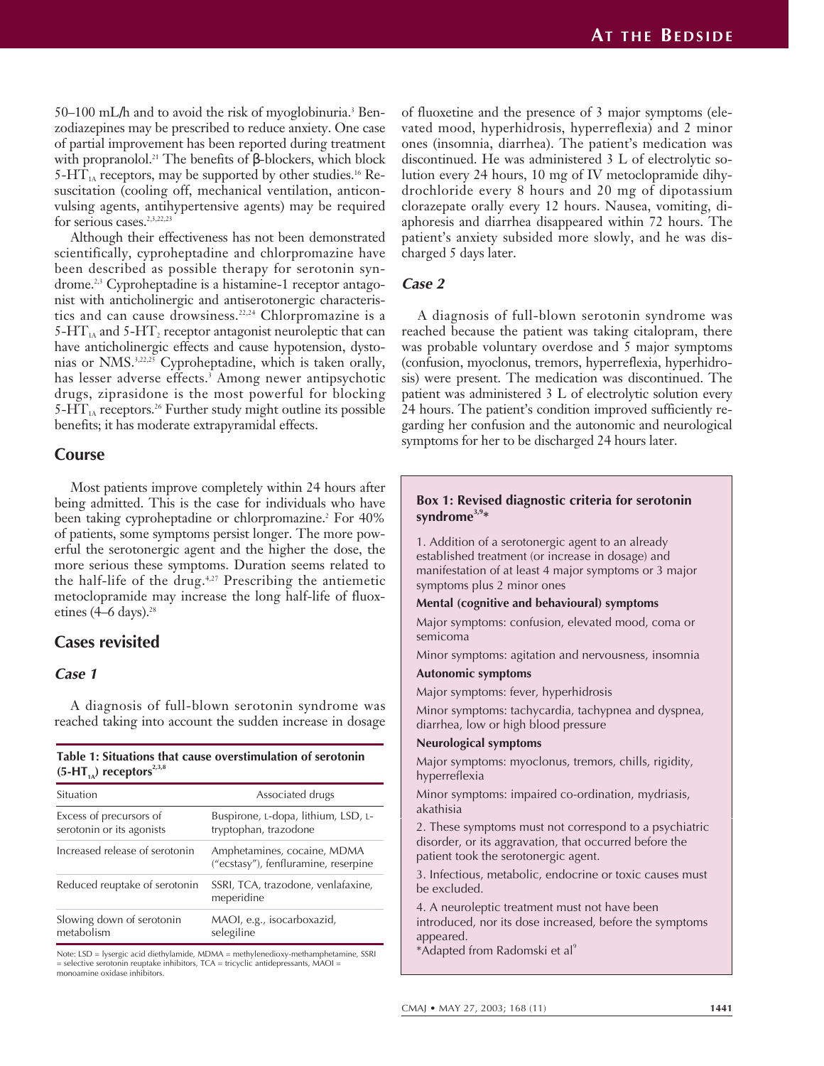50–100 mL/h and to avoid the risk of myoglobinuria.[3] Benzodiazepines may be prescribed to reduce anxiety. One case of partial improvement has been reported during treatment with propranolol.[21] The benefits of β-blockers, which block $5\text{-HT}_{1A}$ receptors, may be supported by other studies.[16] Resuscitation (cooling off, mechanical ventilation, anticonvulsing agents, antihypertensive agents) may be required for serious cases.[2,3,22,23]

Although their effectiveness has not been demonstrated scientifically, cyproheptadine and chlorpromazine have been described as possible therapy for serotonin syndrome.[2,3] Cyproheptadine is a histamine-1 receptor antagonist with anticholinergic and antiserotonergic characteristics and can cause drowsiness.[22,24] Chlorpromazine is a $5\text{-HT}_{1A}$ and $5\text{-HT}_2$ receptor antagonist neuroleptic that can have anticholinergic effects and cause hypotension, dystonias or NMS.[3,22,25] Cyproheptadine, which is taken orally, has lesser adverse effects.[3] Among newer antipsychotic drugs, ziprasidone is the most powerful for blocking $5\text{-HT}_{1A}$ receptors.[26] Further study might outline its possible benefits; it has moderate extrapyramidal effects.

## Course

Most patients improve completely within 24 hours after being admitted. This is the case for individuals who have been taking cyproheptadine or chlorpromazine.[2] For 40% of patients, some symptoms persist longer. The more powerful the serotonergic agent and the higher the dose, the more serious these symptoms. Duration seems related to the half-life of the drug.[4,27] Prescribing the antiemetic metoclopramide may increase the long half-life of fluoxetines (4–6 days).[28]

## Cases revisited

### *Case 1*

A diagnosis of full-blown serotonin syndrome was reached taking into account the sudden increase in dosage of fluoxetine and the presence of 3 major symptoms (elevated mood, hyperhidrosis, hyperreflexia) and 2 minor ones (insomnia, diarrhea). The patient's medication was discontinued. He was administered 3 L of electrolytic solution every 24 hours, 10 mg of IV metoclopramide dihydrochloride every 8 hours and 20 mg of dipotassium clorazepate orally every 12 hours. Nausea, vomiting, diaphoresis and diarrhea disappeared within 72 hours. The patient's anxiety subsided more slowly, and he was discharged 5 days later.

### *Case 2*

A diagnosis of full-blown serotonin syndrome was reached because the patient was taking citalopram, there was probable voluntary overdose and 5 major symptoms (confusion, myoclonus, tremors, hyperreflexia, hyperhidrosis) were present. The medication was discontinued. The patient was administered 3 L of electrolytic solution every 24 hours. The patient's condition improved sufficiently regarding her confusion and the autonomic and neurological symptoms for her to be discharged 24 hours later.

**Table 1: Situations that cause overstimulation of serotonin ($5\text{-HT}_{1A}$) receptors[2,3,8]**

| Situation | Associated drugs |
| --- | --- |
| Excess of precursors of serotonin or its agonists | Buspirone, L-dopa, lithium, LSD, L-tryptophan, trazodone |
| Increased release of serotonin | Amphetamines, cocaine, MDMA ("ecstasy"), fenfluramine, reserpine |
| Reduced reuptake of serotonin | SSRI, TCA, trazodone, venlafaxine, meperidine |
| Slowing down of serotonin metabolism | MAOI, e.g., isocarboxazid, selegiline |

Note: LSD = lysergic acid diethylamide, MDMA = methylenedioxy-methamphetamine, SSRI = selective serotonin reuptake inhibitors, TCA = tricyclic antidepressants, MAOI = monoamine oxidase inhibitors.

**Box 1: Revised diagnostic criteria for serotonin syndrome[3,9]***

1. Addition of a serotonergic agent to an already established treatment (or increase in dosage) and manifestation of at least 4 major symptoms or 3 major symptoms plus 2 minor ones

**Mental (cognitive and behavioural) symptoms**

Major symptoms: confusion, elevated mood, coma or semicoma

Minor symptoms: agitation and nervousness, insomnia

**Autonomic symptoms**

Major symptoms: fever, hyperhidrosis

Minor symptoms: tachycardia, tachypnea and dyspnea, diarrhea, low or high blood pressure

**Neurological symptoms**

Major symptoms: myoclonus, tremors, chills, rigidity, hyperreflexia

Minor symptoms: impaired co-ordination, mydriasis, akathisia

2. These symptoms must not correspond to a psychiatric disorder, or its aggravation, that occurred before the patient took the serotonergic agent.

3. Infectious, metabolic, endocrine or toxic causes must be excluded.

4. A neuroleptic treatment must not have been introduced, nor its dose increased, before the symptoms appeared.

*Adapted from Radomski et al[9]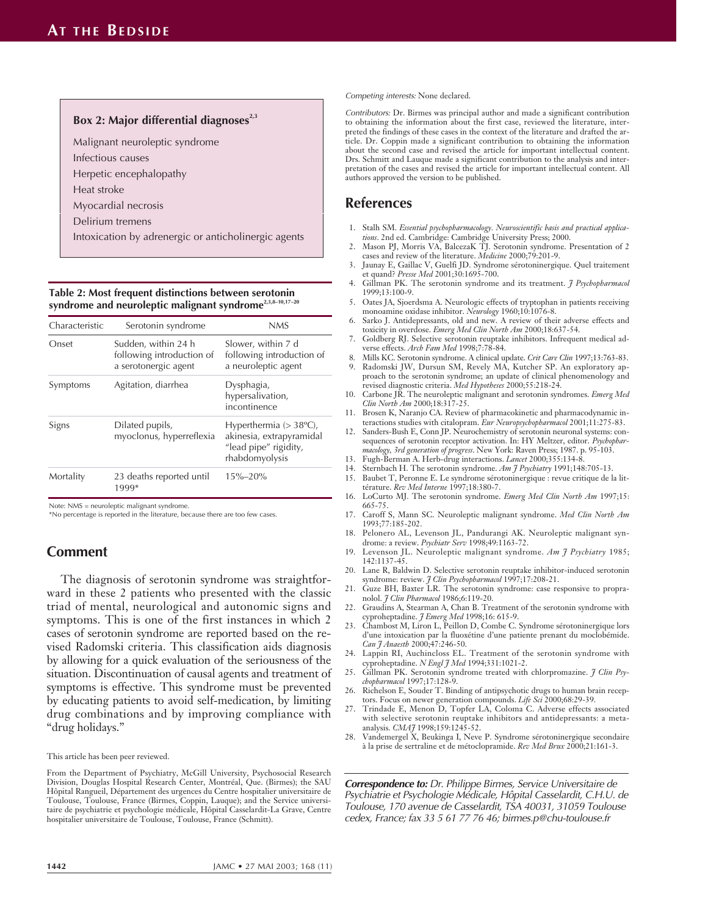### Box 2: Major differential diagnoses[2,3]

Malignant neuroleptic syndrome
Infectious causes
Herpetic encephalopathy
Heat stroke
Myocardial necrosis
Delirium tremens
Intoxication by adrenergic or anticholinergic agents

**Table 2: Most frequent distinctions between serotonin syndrome and neuroleptic malignant syndrome[2,3,8–10,17–20]**

| Characteristic | Serotonin syndrome | NMS |
| --- | --- | --- |
| Onset | Sudden, within 24 h following introduction of a serotonergic agent | Slower, within 7 d following introduction of a neuroleptic agent |
| Symptoms | Agitation, diarrhea | Dysphagia, hypersalivation, incontinence |
| Signs | Dilated pupils, myoclonus, hyperreflexia | Hyperthermia (> 38ºC), akinesia, extrapyramidal "lead pipe" rigidity, rhabdomyolysis |
| Mortality | 23 deaths reported until 1999* | 15%–20% |

Note: NMS = neuroleptic malignant syndrome.
*No percentage is reported in the literature, because there are too few cases.

## Comment

The diagnosis of serotonin syndrome was straightforward in these 2 patients who presented with the classic triad of mental, neurological and autonomic signs and symptoms. This is one of the first instances in which 2 cases of serotonin syndrome are reported based on the revised Radomski criteria. This classification aids diagnosis by allowing for a quick evaluation of the seriousness of the situation. Discontinuation of causal agents and treatment of symptoms is effective. This syndrome must be prevented by educating patients to avoid self-medication, by limiting drug combinations and by improving compliance with "drug holidays."

This article has been peer reviewed.

From the Department of Psychiatry, McGill University, Psychosocial Research Division, Douglas Hospital Research Center, Montréal, Que. (Birmes); the SAU Hôpital Rangueil, Département des urgences du Centre hospitalier universitaire de Toulouse, Toulouse, France (Birmes, Coppin, Lauque); and the Service universitaire de psychiatrie et psychologie médicale, Hôpital Casselardit-La Grave, Centre hospitalier universitaire de Toulouse, Toulouse, France (Schmitt).

*Competing interests:* None declared.

*Contributors:* Dr. Birmes was principal author and made a significant contribution to obtaining the information about the first case, reviewed the literature, interpreted the findings of these cases in the context of the literature and drafted the article. Dr. Coppin made a significant contribution to obtaining the information about the second case and revised the article for important intellectual content. Drs. Schmitt and Lauque made a significant contribution to the analysis and interpretation of the cases and revised the article for important intellectual content. All authors approved the version to be published.

## References

1. Stalh SM. *Essential psychopharmacology. Neuroscientific basis and practical applications*. 2nd ed. Cambridge: Cambridge University Press; 2000.
2. Mason PJ, Morris VA, BalcezaK TJ. Serotonin syndrome. Presentation of 2 cases and review of the literature. *Medicine* 2000;79:201-9.
3. Jaunay E, Gaillac V, Guelfi JD. Syndrome sérotoninergique. Quel traitement et quand? *Presse Med* 2001;30:1695-700.
4. Gillman PK. The serotonin syndrome and its treatment. *J Psychopharmacol* 1999;13:100-9.
5. Oates JA, Sjoerdsma A. Neurologic effects of tryptophan in patients receiving monoamine oxidase inhibitor. *Neurology* 1960;10:1076-8.
6. Sarko J. Antidepressants, old and new. A review of their adverse effects and toxicity in overdose. *Emerg Med Clin North Am* 2000;18:637-54.
7. Goldberg RJ. Selective serotonin reuptake inhibitors. Infrequent medical adverse effects. *Arch Fam Med* 1998;7:78-84.
8. Mills KC. Serotonin syndrome. A clinical update. *Crit Care Clin* 1997;13:763-83.
9. Radomski JW, Dursun SM, Revely MA, Kutcher SP. An exploratory approach to the serotonin syndrome; an update of clinical phenomenology and revised diagnostic criteria. *Med Hypotheses* 2000;55:218-24.
10. Carbone JR. The neuroleptic malignant and serotonin syndromes. *Emerg Med Clin North Am* 2000;18:317-25.
11. Brosen K, Naranjo CA. Review of pharmacokinetic and pharmacodynamic interactions studies with citalopram. *Eur Neuropsychopharmacol* 2001;11:275-83.
12. Sanders-Bush E, Conn JP. Neurochemistry of serotonin neuronal systems: consequences of serotonin receptor activation. In: HY Meltzer, editor. *Psychopharmacology, 3rd generation of progress*. New York: Raven Press; 1987. p. 95-103.
13. Fugh-Berman A. Herb-drug interactions. *Lancet* 2000;355:134-8.
14. Sternbach H. The serotonin syndrome. *Am J Psychiatry* 1991;148:705-13.
15. Baubet T, Peronne E. Le syndrome sérotoninergique : revue critique de la littérature. *Rev Med Interne* 1997;18:380-7.
16. LoCurto MJ. The serotonin syndrome. *Emerg Med Clin North Am* 1997;15:665-75.
17. Caroff S, Mann SC. Neuroleptic malignant syndrome. *Med Clin North Am* 1993;77:185-202.
18. Pelonero AL, Levenson JL, Pandurangi AK. Neuroleptic malignant syndrome: a review. *Psychiatr Serv* 1998;49:1163-72.
19. Levenson JL. Neuroleptic malignant syndrome. *Am J Psychiatry* 1985;142:1137-45.
20. Lane R, Baldwin D. Selective serotonin reuptake inhibitor-induced serotonin syndrome: review. *J Clin Psychopharmacol* 1997;17:208-21.
21. Guze BH, Baxter LR. The serotonin syndrome: case responsive to propranolol. *J Clin Pharmacol* 1986;6:119-20.
22. Graudins A, Stearman A, Chan B. Treatment of the serotonin syndrome with cyproheptadine. *J Emerg Med* 1998;16: 615-9.
23. Chambost M, Liron L, Peillon D, Combe C. Syndrome sérotoninergique lors d'une intoxication par la fluoxétine d'une patiente prenant du moclobémide. *Can J Anaesth* 2000;47:246-50.
24. Lappin RI, Auchincloss EL. Treatment of the serotonin syndrome with cyproheptadine. *N Engl J Med* 1994;331:1021-2.
25. Gillman PK. Serotonin syndrome treated with chlorpromazine. *J Clin Psychopharmacol* 1997;17:128-9.
26. Richelson E, Souder T. Binding of antipsychotic drugs to human brain receptors. Focus on newer generation compounds. *Life Sci* 2000;68:29-39.
27. Trindade E, Menon D, Topfer LA, Coloma C. Adverse effects associated with selective serotonin reuptake inhibitors and antidepressants: a meta-analysis. *CMAJ* 1998;159:1245-52.
28. Vandemergel X, Beukinga I, Neve P. Syndrome sérotoninergique secondaire à la prise de sertraline et de métoclopramide. *Rev Med Brux* 2000;21:161-3.

***Correspondence to:*** *Dr. Philippe Birmes, Service Universitaire de Psychiatrie et Psychologie Médicale, Hôpital Casselardit, C.H.U. de Toulouse, 170 avenue de Casselardit, TSA 40031, 31059 Toulouse cedex, France; fax 33 5 61 77 76 46; birmes.p@chu-toulouse.fr*